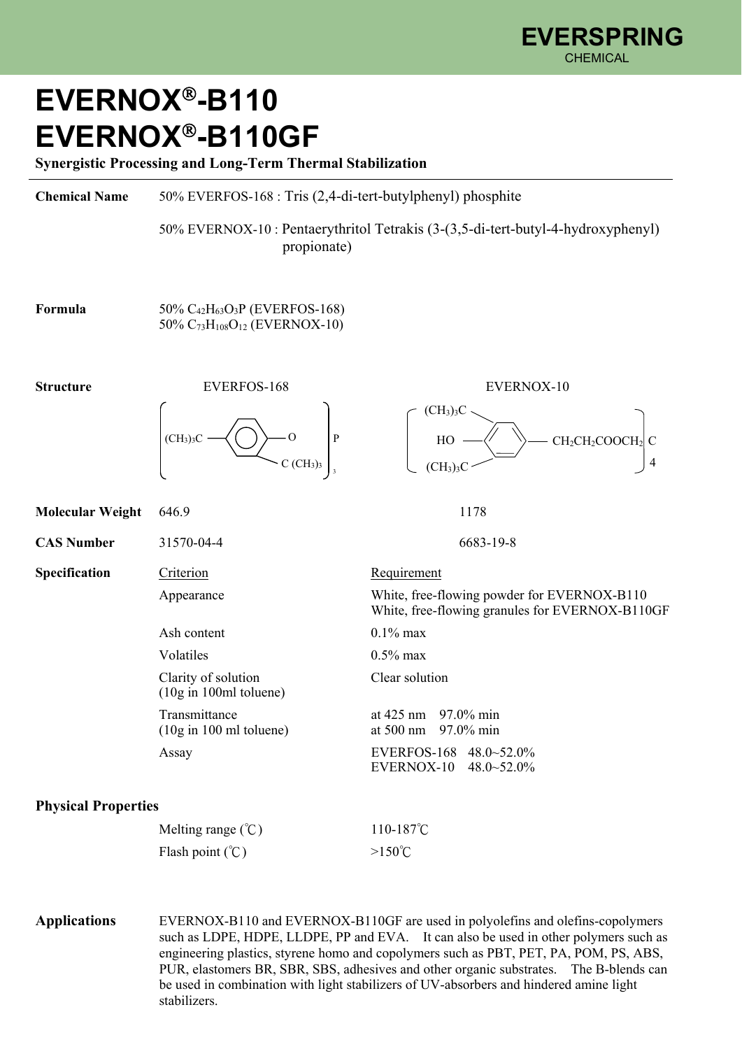# EVERNOX®-B110
# EVERNOX®-B110GF

**Synergistic Processing and Long-Term Thermal Stabilization**

---

**Chemical Name**

50% EVERFOS-168 : Tris (2,4-di-tert-butylphenyl) phosphite

50% EVERNOX-10 : Pentaerythritol Tetrakis (3-(3,5-di-tert-butyl-4-hydroxyphenyl) propionate)

**Formula**

50% $C_{42}H_{63}O_3P$ (EVERFOS-168)
50% $C_{73}H_{108}O_{12}$ (EVERNOX-10)

**Structure**

EVERFOS-168: $[(CH_3)_3C - C_6H_3(C(CH_3)_3) - O]_3P$

EVERNOX-10: $[HO - C_6H_2((CH_3)_3C)_2 - CH_2CH_2COOCH_2]_4C$

| | EVERFOS-168 | EVERNOX-10 |
|---|---|---|
| **Molecular Weight** | 646.9 | 1178 |
| **CAS Number** | 31570-04-4 | 6683-19-8 |

**Specification**

| Criterion | Requirement |
|---|---|
| Appearance | White, free-flowing powder for EVERNOX-B110<br>White, free-flowing granules for EVERNOX-B110GF |
| Ash content | 0.1% max |
| Volatiles | 0.5% max |
| Clarity of solution (10g in 100ml toluene) | Clear solution |
| Transmittance (10g in 100 ml toluene) | at 425 nm 97.0% min<br>at 500 nm 97.0% min |
| Assay | EVERFOS-168 48.0~52.0%<br>EVERNOX-10 48.0~52.0% |

**Physical Properties**

| | |
|---|---|
| Melting range (℃) | 110-187℃ |
| Flash point (℃) | >150℃ |

**Applications**

EVERNOX-B110 and EVERNOX-B110GF are used in polyolefins and olefins-copolymers such as LDPE, HDPE, LLDPE, PP and EVA. It can also be used in other polymers such as engineering plastics, styrene homo and copolymers such as PBT, PET, PA, POM, PS, ABS, PUR, elastomers BR, SBR, SBS, adhesives and other organic substrates. The B-blends can be used in combination with light stabilizers of UV-absorbers and hindered amine light stabilizers.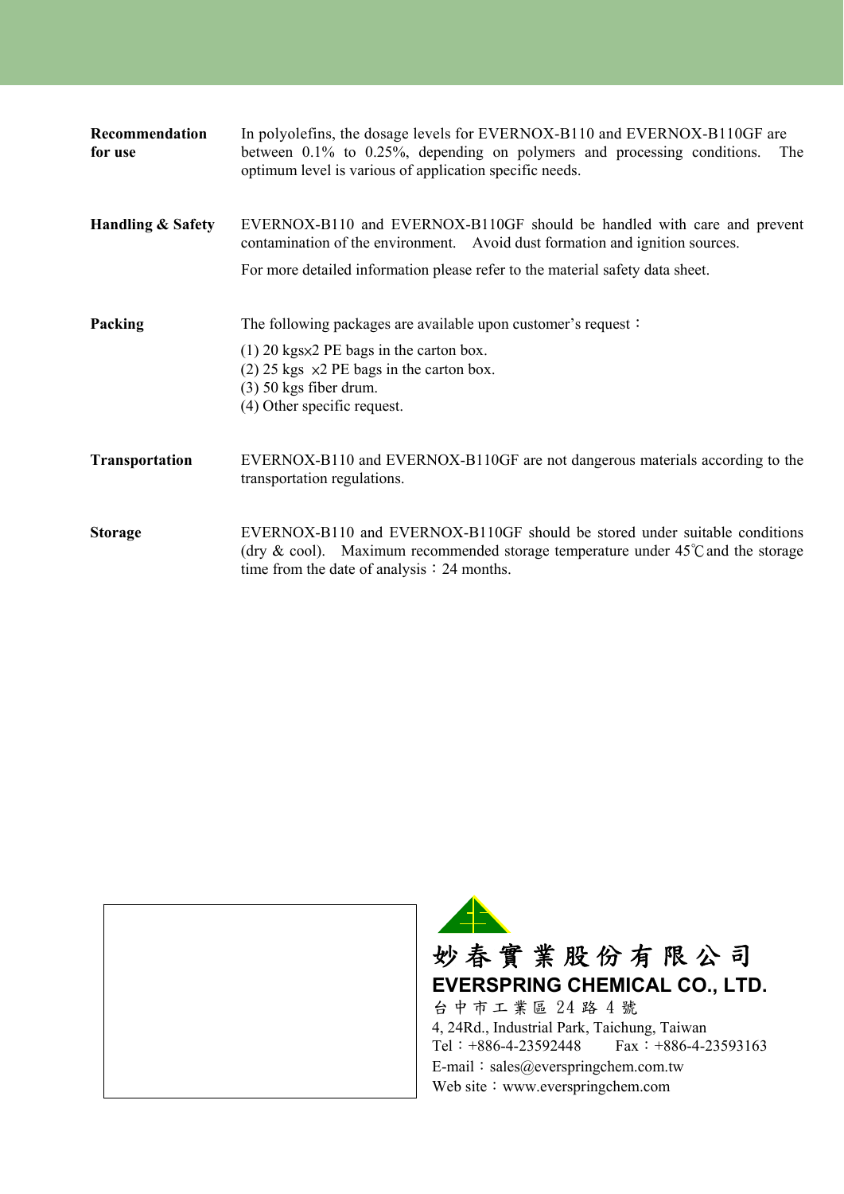**Recommendation for use**

In polyolefins, the dosage levels for EVERNOX-B110 and EVERNOX-B110GF are between 0.1% to 0.25%, depending on polymers and processing conditions. The optimum level is various of application specific needs.

**Handling & Safety**

EVERNOX-B110 and EVERNOX-B110GF should be handled with care and prevent contamination of the environment. Avoid dust formation and ignition sources.

For more detailed information please refer to the material safety data sheet.

**Packing**

The following packages are available upon customer's request：

(1) 20 kgs×2 PE bags in the carton box.
(2) 25 kgs ×2 PE bags in the carton box.
(3) 50 kgs fiber drum.
(4) Other specific request.

**Transportation**

EVERNOX-B110 and EVERNOX-B110GF are not dangerous materials according to the transportation regulations.

**Storage**

EVERNOX-B110 and EVERNOX-B110GF should be stored under suitable conditions (dry & cool). Maximum recommended storage temperature under 45℃ and the storage time from the date of analysis：24 months.

妙春實業股份有限公司
**EVERSPRING CHEMICAL CO., LTD.**
台中市工業區 24 路 4 號
4, 24Rd., Industrial Park, Taichung, Taiwan
Tel：+886-4-23592448 Fax：+886-4-23593163
E-mail：sales@everspringchem.com.tw
Web site：www.everspringchem.com